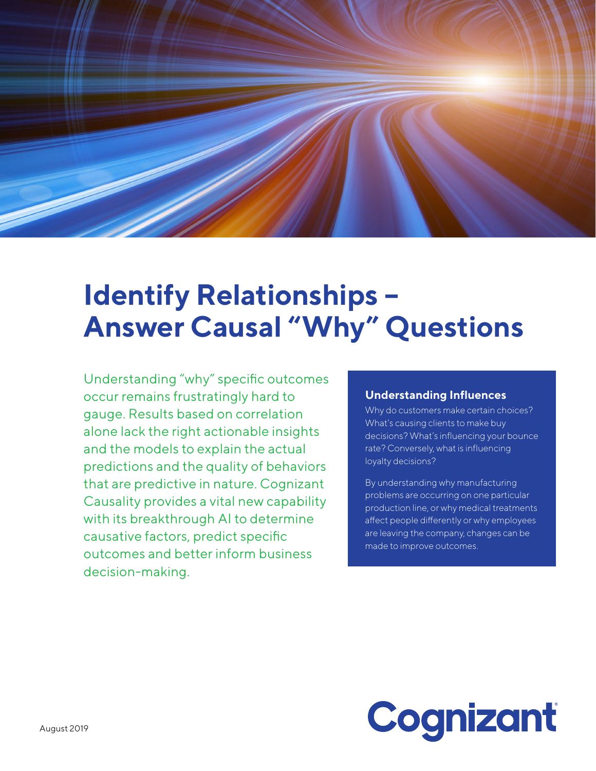# Identify Relationships – Answer Causal "Why" Questions

Understanding "why" specific outcomes occur remains frustratingly hard to gauge. Results based on correlation alone lack the right actionable insights and the models to explain the actual predictions and the quality of behaviors that are predictive in nature. Cognizant Causality provides a vital new capability with its breakthrough AI to determine causative factors, predict specific outcomes and better inform business decision-making.

### Understanding Influences

Why do customers make certain choices? What's causing clients to make buy decisions? What's influencing your bounce rate? Conversely, what is influencing loyalty decisions?

By understanding why manufacturing problems are occurring on one particular production line, or why medical treatments affect people differently or why employees are leaving the company, changes can be made to improve outcomes.

August 2019

Cognizant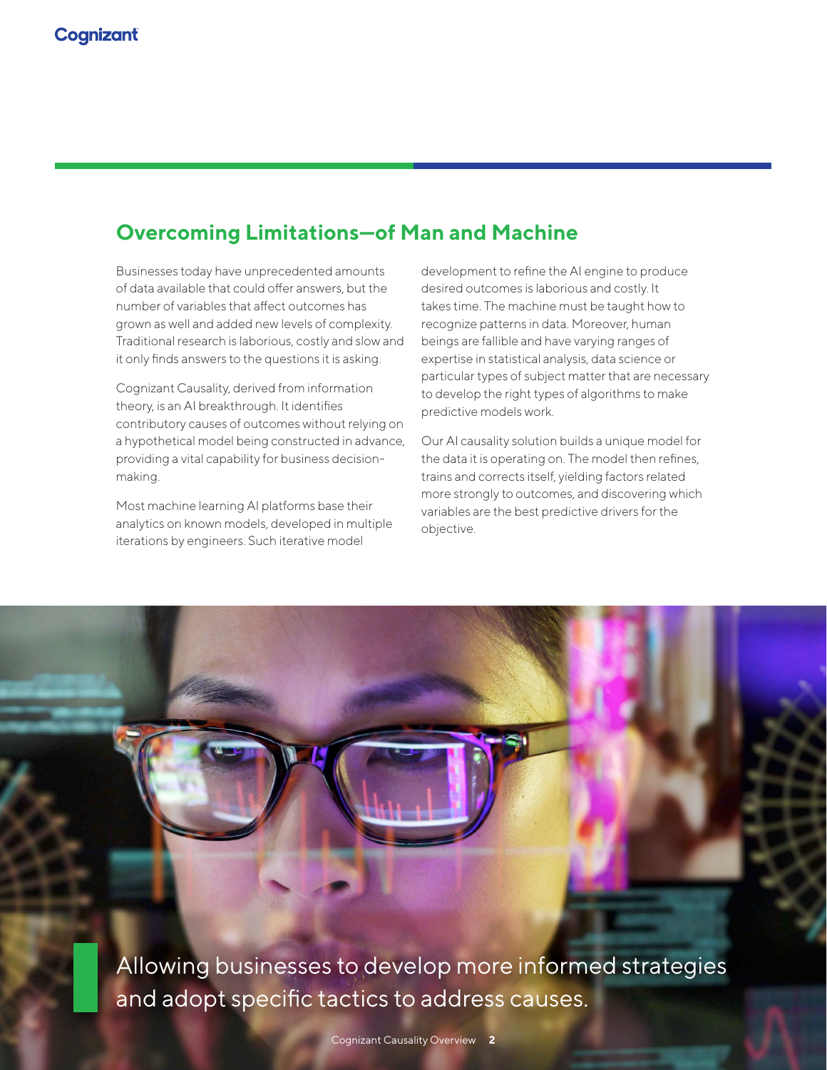## Overcoming Limitations—of Man and Machine

Businesses today have unprecedented amounts of data available that could offer answers, but the number of variables that affect outcomes has grown as well and added new levels of complexity. Traditional research is laborious, costly and slow and it only finds answers to the questions it is asking.

Cognizant Causality, derived from information theory, is an AI breakthrough. It identifies contributory causes of outcomes without relying on a hypothetical model being constructed in advance, providing a vital capability for business decision-making.

Most machine learning AI platforms base their analytics on known models, developed in multiple iterations by engineers. Such iterative model development to refine the AI engine to produce desired outcomes is laborious and costly. It takes time. The machine must be taught how to recognize patterns in data. Moreover, human beings are fallible and have varying ranges of expertise in statistical analysis, data science or particular types of subject matter that are necessary to develop the right types of algorithms to make predictive models work.

Our AI causality solution builds a unique model for the data it is operating on. The model then refines, trains and corrects itself, yielding factors related more strongly to outcomes, and discovering which variables are the best predictive drivers for the objective.

Allowing businesses to develop more informed strategies and adopt specific tactics to address causes.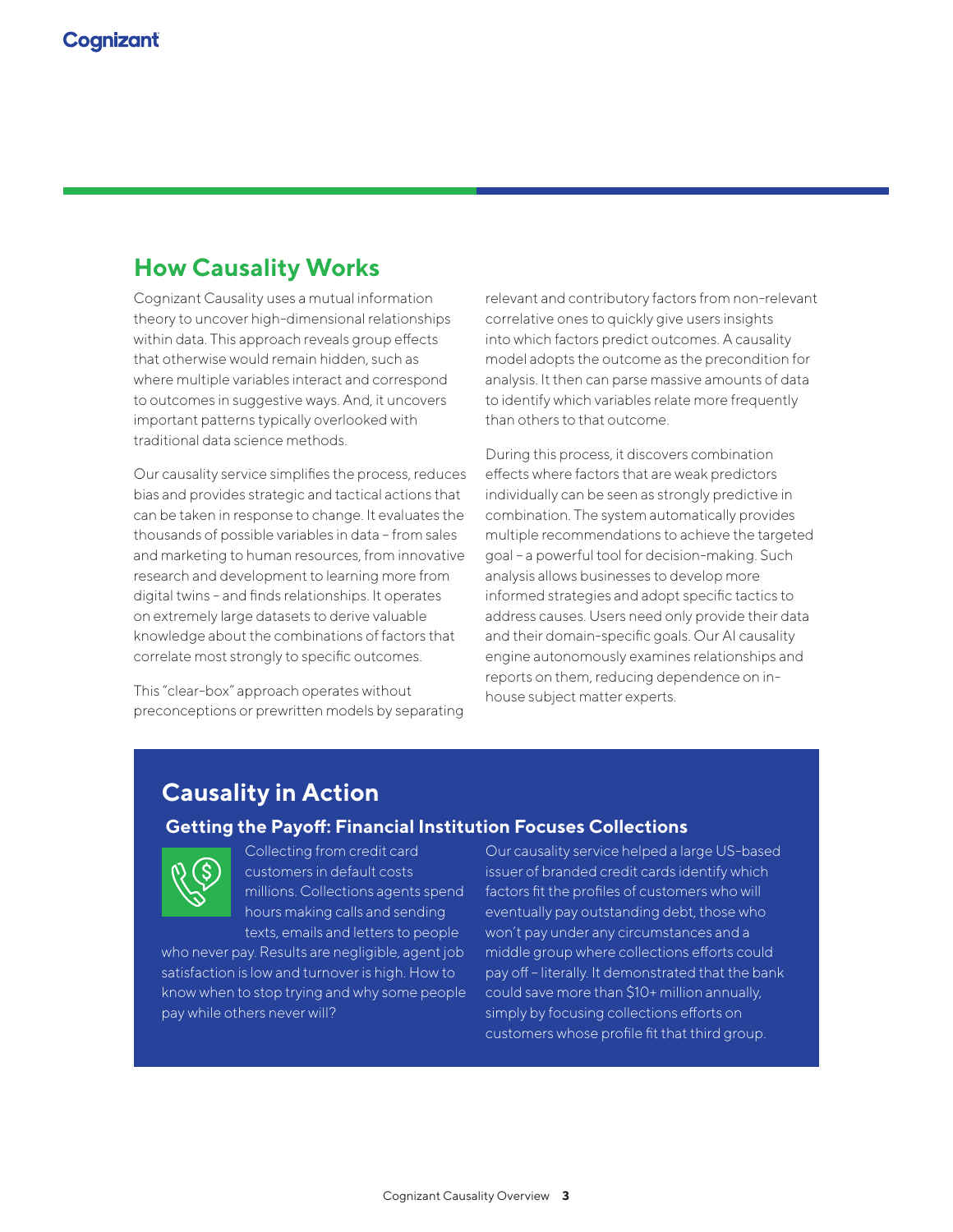## How Causality Works

Cognizant Causality uses a mutual information theory to uncover high-dimensional relationships within data. This approach reveals group effects that otherwise would remain hidden, such as where multiple variables interact and correspond to outcomes in suggestive ways. And, it uncovers important patterns typically overlooked with traditional data science methods.

Our causality service simplifies the process, reduces bias and provides strategic and tactical actions that can be taken in response to change. It evaluates the thousands of possible variables in data – from sales and marketing to human resources, from innovative research and development to learning more from digital twins – and finds relationships. It operates on extremely large datasets to derive valuable knowledge about the combinations of factors that correlate most strongly to specific outcomes.

This "clear-box" approach operates without preconceptions or prewritten models by separating relevant and contributory factors from non-relevant correlative ones to quickly give users insights into which factors predict outcomes. A causality model adopts the outcome as the precondition for analysis. It then can parse massive amounts of data to identify which variables relate more frequently than others to that outcome.

During this process, it discovers combination effects where factors that are weak predictors individually can be seen as strongly predictive in combination. The system automatically provides multiple recommendations to achieve the targeted goal – a powerful tool for decision-making. Such analysis allows businesses to develop more informed strategies and adopt specific tactics to address causes. Users need only provide their data and their domain-specific goals. Our AI causality engine autonomously examines relationships and reports on them, reducing dependence on in-house subject matter experts.

## Causality in Action

### Getting the Payoff: Financial Institution Focuses Collections

Collecting from credit card customers in default costs millions. Collections agents spend hours making calls and sending texts, emails and letters to people who never pay. Results are negligible, agent job satisfaction is low and turnover is high. How to know when to stop trying and why some people pay while others never will?

Our causality service helped a large US-based issuer of branded credit cards identify which factors fit the profiles of customers who will eventually pay outstanding debt, those who won't pay under any circumstances and a middle group where collections efforts could pay off – literally. It demonstrated that the bank could save more than $10+ million annually, simply by focusing collections efforts on customers whose profile fit that third group.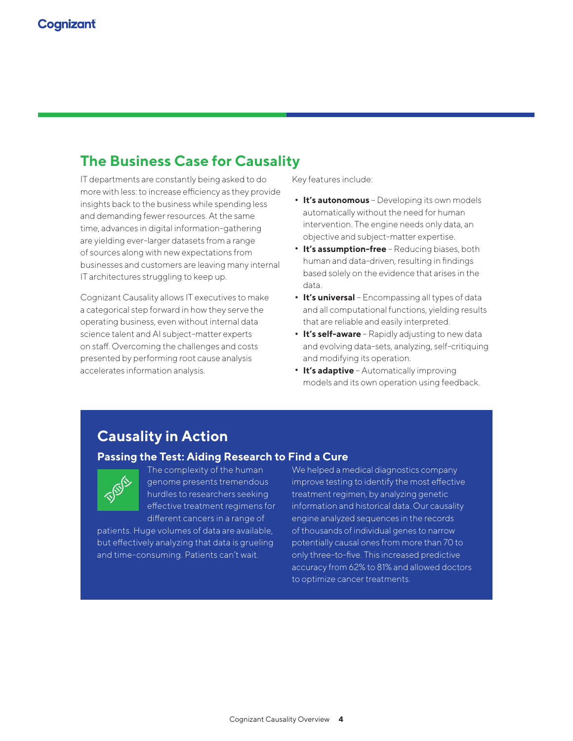## The Business Case for Causality

IT departments are constantly being asked to do more with less: to increase efficiency as they provide insights back to the business while spending less and demanding fewer resources. At the same time, advances in digital information-gathering are yielding ever-larger datasets from a range of sources along with new expectations from businesses and customers are leaving many internal IT architectures struggling to keep up.

Cognizant Causality allows IT executives to make a categorical step forward in how they serve the operating business, even without internal data science talent and AI subject-matter experts on staff. Overcoming the challenges and costs presented by performing root cause analysis accelerates information analysis.

Key features include:

- **It's autonomous** – Developing its own models automatically without the need for human intervention. The engine needs only data, an objective and subject-matter expertise.
- **It's assumption-free** – Reducing biases, both human and data-driven, resulting in findings based solely on the evidence that arises in the data.
- **It's universal** – Encompassing all types of data and all computational functions, yielding results that are reliable and easily interpreted.
- **It's self-aware** – Rapidly adjusting to new data and evolving data-sets, analyzing, self-critiquing and modifying its operation.
- **It's adaptive** – Automatically improving models and its own operation using feedback.

## Causality in Action

### Passing the Test: Aiding Research to Find a Cure

The complexity of the human genome presents tremendous hurdles to researchers seeking effective treatment regimens for different cancers in a range of patients. Huge volumes of data are available, but effectively analyzing that data is grueling and time-consuming. Patients can't wait.

We helped a medical diagnostics company improve testing to identify the most effective treatment regimen, by analyzing genetic information and historical data. Our causality engine analyzed sequences in the records of thousands of individual genes to narrow potentially causal ones from more than 70 to only three-to-five. This increased predictive accuracy from 62% to 81% and allowed doctors to optimize cancer treatments.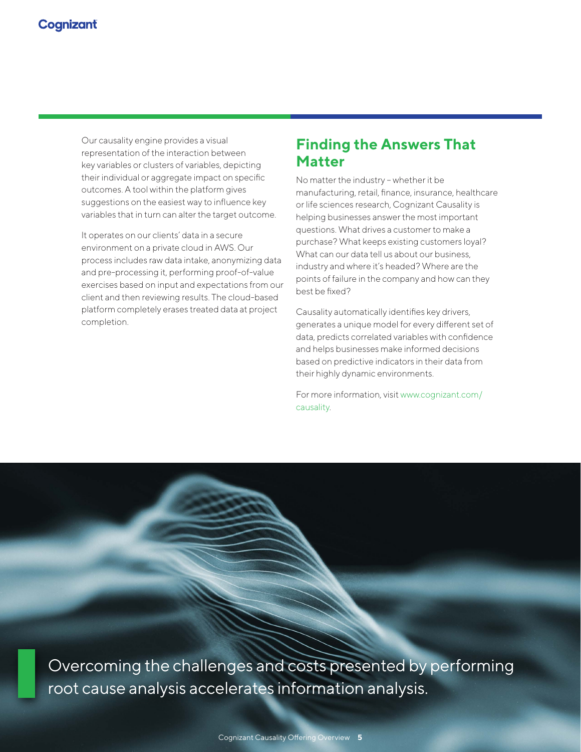Our causality engine provides a visual representation of the interaction between key variables or clusters of variables, depicting their individual or aggregate impact on specific outcomes. A tool within the platform gives suggestions on the easiest way to influence key variables that in turn can alter the target outcome.

It operates on our clients' data in a secure environment on a private cloud in AWS. Our process includes raw data intake, anonymizing data and pre-processing it, performing proof-of-value exercises based on input and expectations from our client and then reviewing results. The cloud-based platform completely erases treated data at project completion.

## Finding the Answers That Matter

No matter the industry – whether it be manufacturing, retail, finance, insurance, healthcare or life sciences research, Cognizant Causality is helping businesses answer the most important questions. What drives a customer to make a purchase? What keeps existing customers loyal? What can our data tell us about our business, industry and where it's headed? Where are the points of failure in the company and how can they best be fixed?

Causality automatically identifies key drivers, generates a unique model for every different set of data, predicts correlated variables with confidence and helps businesses make informed decisions based on predictive indicators in their data from their highly dynamic environments.

For more information, visit www.cognizant.com/causality.

Overcoming the challenges and costs presented by performing root cause analysis accelerates information analysis.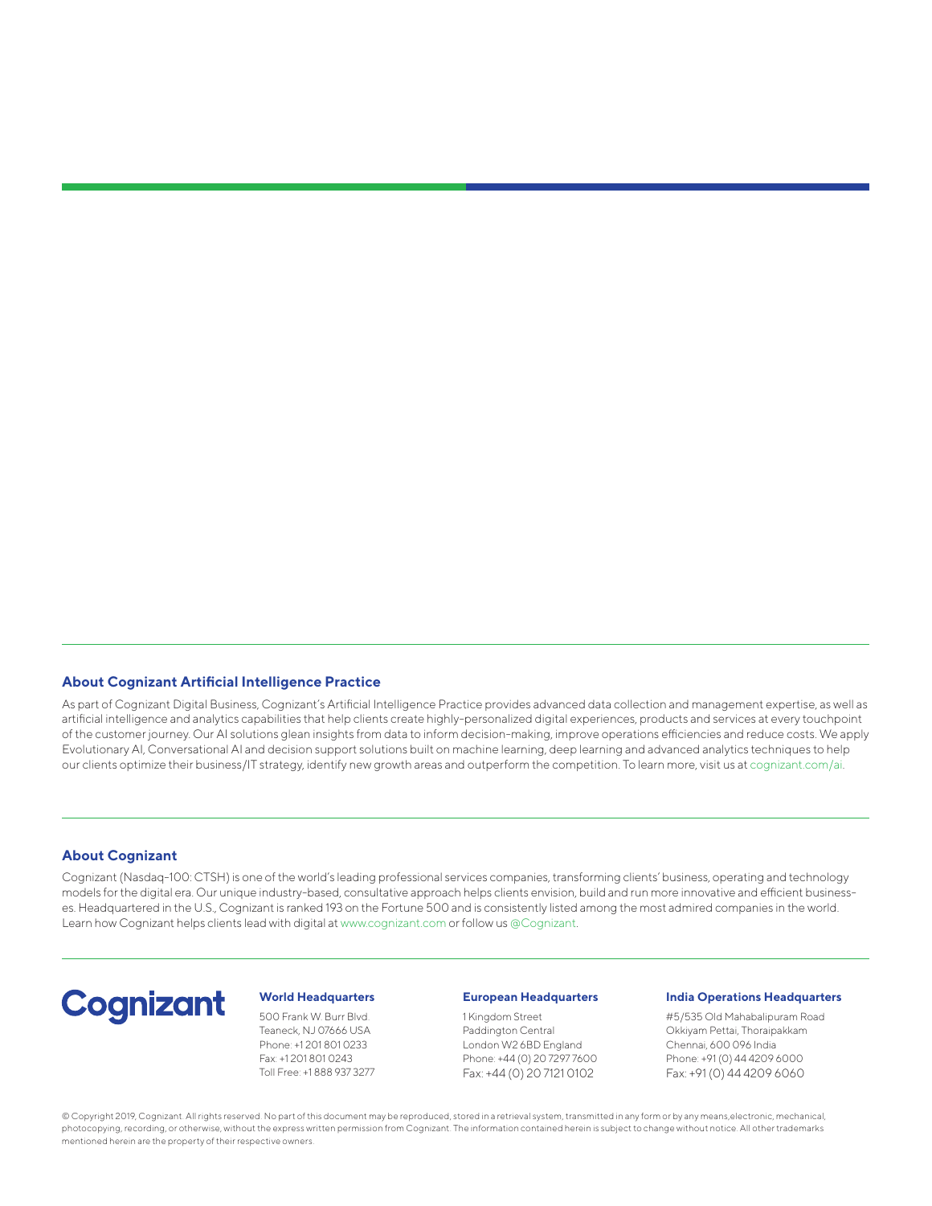## About Cognizant Artificial Intelligence Practice

As part of Cognizant Digital Business, Cognizant's Artificial Intelligence Practice provides advanced data collection and management expertise, as well as artificial intelligence and analytics capabilities that help clients create highly-personalized digital experiences, products and services at every touchpoint of the customer journey. Our AI solutions glean insights from data to inform decision-making, improve operations efficiencies and reduce costs. We apply Evolutionary AI, Conversational AI and decision support solutions built on machine learning, deep learning and advanced analytics techniques to help our clients optimize their business/IT strategy, identify new growth areas and outperform the competition. To learn more, visit us at cognizant.com/ai.

## About Cognizant

Cognizant (Nasdaq-100: CTSH) is one of the world's leading professional services companies, transforming clients' business, operating and technology models for the digital era. Our unique industry-based, consultative approach helps clients envision, build and run more innovative and efficient businesses. Headquartered in the U.S., Cognizant is ranked 193 on the Fortune 500 and is consistently listed among the most admired companies in the world. Learn how Cognizant helps clients lead with digital at www.cognizant.com or follow us @Cognizant.

Cognizant

**World Headquarters**

500 Frank W. Burr Blvd.
Teaneck, NJ 07666 USA
Phone: +1 201 801 0233
Fax: +1 201 801 0243
Toll Free: +1 888 937 3277

**European Headquarters**

1 Kingdom Street
Paddington Central
London W2 6BD England
Phone: +44 (0) 20 7297 7600
Fax: +44 (0) 20 7121 0102

**India Operations Headquarters**

#5/535 Old Mahabalipuram Road
Okkiyam Pettai, Thoraipakkam
Chennai, 600 096 India
Phone: +91 (0) 44 4209 6000
Fax: +91 (0) 44 4209 6060

© Copyright 2019, Cognizant. All rights reserved. No part of this document may be reproduced, stored in a retrieval system, transmitted in any form or by any means,electronic, mechanical, photocopying, recording, or otherwise, without the express written permission from Cognizant. The information contained herein is subject to change without notice. All other trademarks mentioned herein are the property of their respective owners.